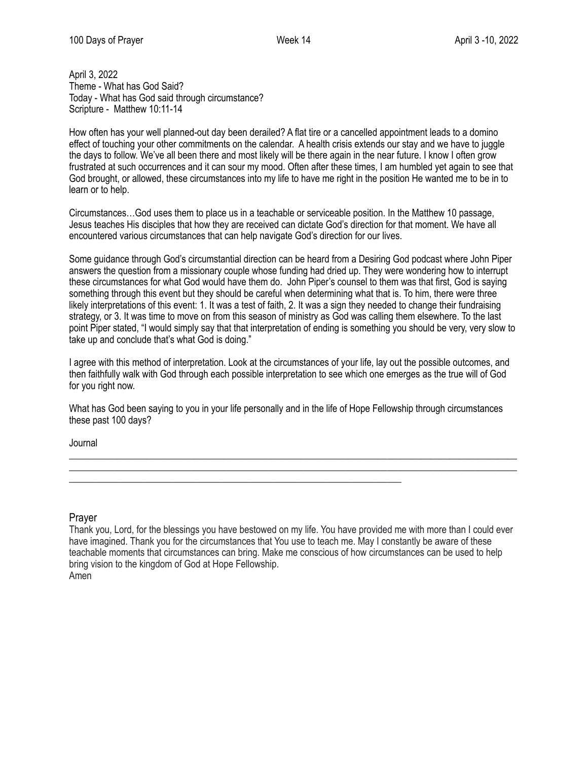April 3, 2022
Theme - What has God Said?
Today - What has God said through circumstance?
Scripture - Matthew 10:11-14

How often has your well planned-out day been derailed? A flat tire or a cancelled appointment leads to a domino effect of touching your other commitments on the calendar. A health crisis extends our stay and we have to juggle the days to follow. We've all been there and most likely will be there again in the near future. I know I often grow frustrated at such occurrences and it can sour my mood. Often after these times, I am humbled yet again to see that God brought, or allowed, these circumstances into my life to have me right in the position He wanted me to be in to learn or to help.

Circumstances…God uses them to place us in a teachable or serviceable position. In the Matthew 10 passage, Jesus teaches His disciples that how they are received can dictate God's direction for that moment. We have all encountered various circumstances that can help navigate God's direction for our lives.

Some guidance through God's circumstantial direction can be heard from a Desiring God podcast where John Piper answers the question from a missionary couple whose funding had dried up. They were wondering how to interrupt these circumstances for what God would have them do. John Piper's counsel to them was that first, God is saying something through this event but they should be careful when determining what that is. To him, there were three likely interpretations of this event: 1. It was a test of faith, 2. It was a sign they needed to change their fundraising strategy, or 3. It was time to move on from this season of ministry as God was calling them elsewhere. To the last point Piper stated, "I would simply say that that interpretation of ending is something you should be very, very slow to take up and conclude that's what God is doing."

I agree with this method of interpretation. Look at the circumstances of your life, lay out the possible outcomes, and then faithfully walk with God through each possible interpretation to see which one emerges as the true will of God for you right now.

What has God been saying to you in your life personally and in the life of Hope Fellowship through circumstances these past 100 days?

Journal

___________________________________________________________________________________________

___________________________________________________________________________________________

_____________________________________________________________________

## Prayer

Thank you, Lord, for the blessings you have bestowed on my life. You have provided me with more than I could ever have imagined. Thank you for the circumstances that You use to teach me. May I constantly be aware of these teachable moments that circumstances can bring. Make me conscious of how circumstances can be used to help bring vision to the kingdom of God at Hope Fellowship.
Amen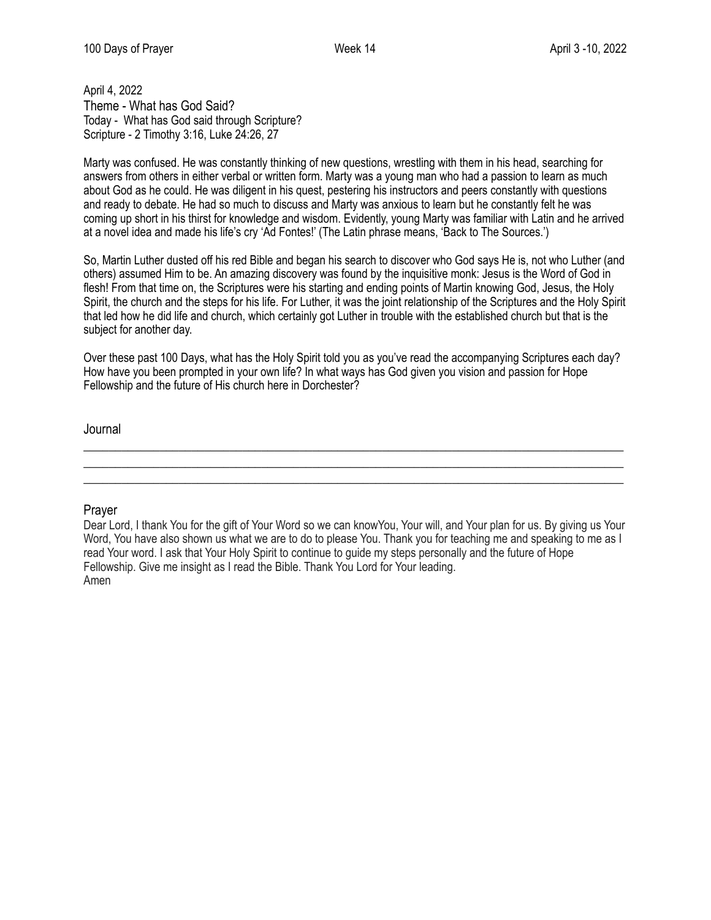April 4, 2022

Theme - What has God Said?

Today - What has God said through Scripture?

Scripture - 2 Timothy 3:16, Luke 24:26, 27

Marty was confused. He was constantly thinking of new questions, wrestling with them in his head, searching for answers from others in either verbal or written form. Marty was a young man who had a passion to learn as much about God as he could. He was diligent in his quest, pestering his instructors and peers constantly with questions and ready to debate. He had so much to discuss and Marty was anxious to learn but he constantly felt he was coming up short in his thirst for knowledge and wisdom. Evidently, young Marty was familiar with Latin and he arrived at a novel idea and made his life's cry 'Ad Fontes!' (The Latin phrase means, 'Back to The Sources.')

So, Martin Luther dusted off his red Bible and began his search to discover who God says He is, not who Luther (and others) assumed Him to be. An amazing discovery was found by the inquisitive monk: Jesus is the Word of God in flesh! From that time on, the Scriptures were his starting and ending points of Martin knowing God, Jesus, the Holy Spirit, the church and the steps for his life. For Luther, it was the joint relationship of the Scriptures and the Holy Spirit that led how he did life and church, which certainly got Luther in trouble with the established church but that is the subject for another day.

Over these past 100 Days, what has the Holy Spirit told you as you've read the accompanying Scriptures each day? How have you been prompted in your own life? In what ways has God given you vision and passion for Hope Fellowship and the future of His church here in Dorchester?

## Journal

______________________________________________________________________________

______________________________________________________________________________

______________________________________________________________________________

## Prayer

Dear Lord, I thank You for the gift of Your Word so we can knowYou, Your will, and Your plan for us. By giving us Your Word, You have also shown us what we are to do to please You. Thank you for teaching me and speaking to me as I read Your word. I ask that Your Holy Spirit to continue to guide my steps personally and the future of Hope Fellowship. Give me insight as I read the Bible. Thank You Lord for Your leading.
Amen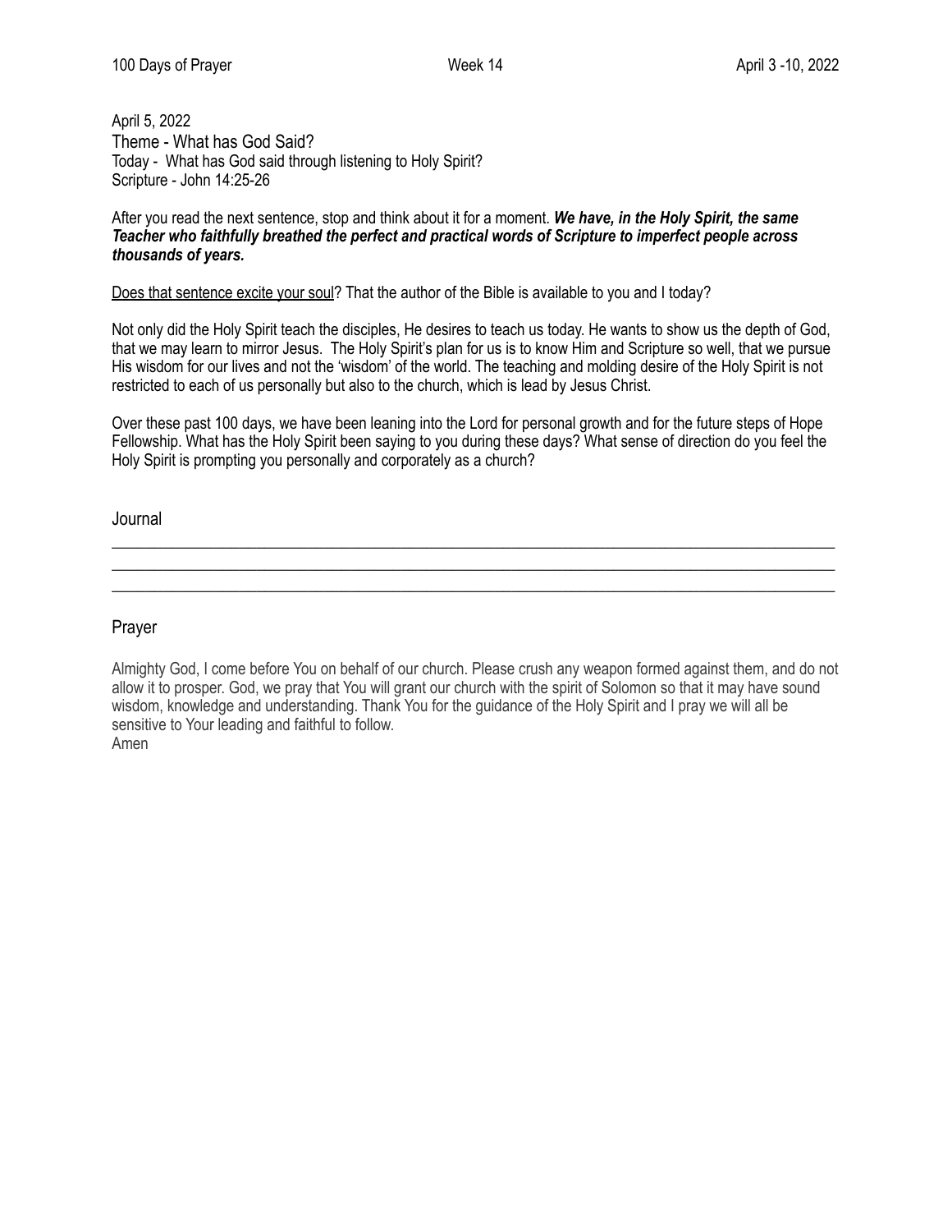April 5, 2022

Theme - What has God Said?

Today - What has God said through listening to Holy Spirit?

Scripture - John 14:25-26

After you read the next sentence, stop and think about it for a moment. ***We have, in the Holy Spirit, the same Teacher who faithfully breathed the perfect and practical words of Scripture to imperfect people across thousands of years.***

<u>Does that sentence excite your soul</u>? That the author of the Bible is available to you and I today?

Not only did the Holy Spirit teach the disciples, He desires to teach us today. He wants to show us the depth of God, that we may learn to mirror Jesus. The Holy Spirit's plan for us is to know Him and Scripture so well, that we pursue His wisdom for our lives and not the 'wisdom' of the world. The teaching and molding desire of the Holy Spirit is not restricted to each of us personally but also to the church, which is lead by Jesus Christ.

Over these past 100 days, we have been leaning into the Lord for personal growth and for the future steps of Hope Fellowship. What has the Holy Spirit been saying to you during these days? What sense of direction do you feel the Holy Spirit is prompting you personally and corporately as a church?

## Journal

______________________________________________________________________________

______________________________________________________________________________

______________________________________________________________________________

## Prayer

Almighty God, I come before You on behalf of our church. Please crush any weapon formed against them, and do not allow it to prosper. God, we pray that You will grant our church with the spirit of Solomon so that it may have sound wisdom, knowledge and understanding. Thank You for the guidance of the Holy Spirit and I pray we will all be sensitive to Your leading and faithful to follow.
Amen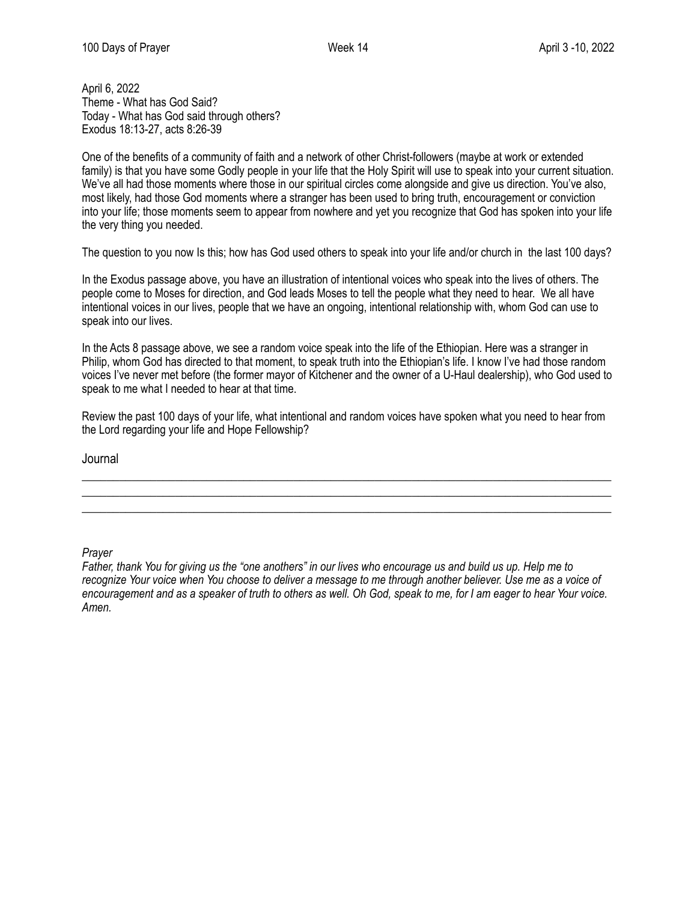April 6, 2022
Theme - What has God Said?
Today - What has God said through others?
Exodus 18:13-27, acts 8:26-39

One of the benefits of a community of faith and a network of other Christ-followers (maybe at work or extended family) is that you have some Godly people in your life that the Holy Spirit will use to speak into your current situation. We've all had those moments where those in our spiritual circles come alongside and give us direction. You've also, most likely, had those God moments where a stranger has been used to bring truth, encouragement or conviction into your life; those moments seem to appear from nowhere and yet you recognize that God has spoken into your life the very thing you needed.

The question to you now Is this; how has God used others to speak into your life and/or church in the last 100 days?

In the Exodus passage above, you have an illustration of intentional voices who speak into the lives of others. The people come to Moses for direction, and God leads Moses to tell the people what they need to hear. We all have intentional voices in our lives, people that we have an ongoing, intentional relationship with, whom God can use to speak into our lives.

In the Acts 8 passage above, we see a random voice speak into the life of the Ethiopian. Here was a stranger in Philip, whom God has directed to that moment, to speak truth into the Ethiopian's life. I know I've had those random voices I've never met before (the former mayor of Kitchener and the owner of a U-Haul dealership), who God used to speak to me what I needed to hear at that time.

Review the past 100 days of your life, what intentional and random voices have spoken what you need to hear from the Lord regarding your life and Hope Fellowship?

Journal

______________________________________________________________________________

______________________________________________________________________________

______________________________________________________________________________

*Prayer*
*Father, thank You for giving us the "one anothers" in our lives who encourage us and build us up. Help me to recognize Your voice when You choose to deliver a message to me through another believer. Use me as a voice of encouragement and as a speaker of truth to others as well. Oh God, speak to me, for I am eager to hear Your voice. Amen.*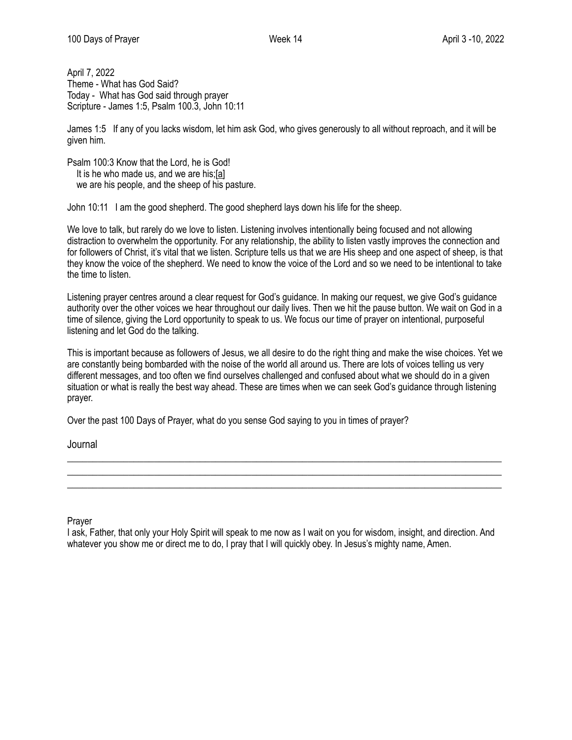April 7, 2022
Theme - What has God Said?
Today - What has God said through prayer
Scripture - James 1:5, Psalm 100.3, John 10:11

James 1:5 If any of you lacks wisdom, let him ask God, who gives generously to all without reproach, and it will be given him.

Psalm 100:3 Know that the Lord, he is God!
It is he who made us, and we are his;[a]
we are his people, and the sheep of his pasture.

John 10:11 I am the good shepherd. The good shepherd lays down his life for the sheep.

We love to talk, but rarely do we love to listen. Listening involves intentionally being focused and not allowing distraction to overwhelm the opportunity. For any relationship, the ability to listen vastly improves the connection and for followers of Christ, it's vital that we listen. Scripture tells us that we are His sheep and one aspect of sheep, is that they know the voice of the shepherd. We need to know the voice of the Lord and so we need to be intentional to take the time to listen.

Listening prayer centres around a clear request for God's guidance. In making our request, we give God's guidance authority over the other voices we hear throughout our daily lives. Then we hit the pause button. We wait on God in a time of silence, giving the Lord opportunity to speak to us. We focus our time of prayer on intentional, purposeful listening and let God do the talking.

This is important because as followers of Jesus, we all desire to do the right thing and make the wise choices. Yet we are constantly being bombarded with the noise of the world all around us. There are lots of voices telling us very different messages, and too often we find ourselves challenged and confused about what we should do in a given situation or what is really the best way ahead. These are times when we can seek God's guidance through listening prayer.

Over the past 100 Days of Prayer, what do you sense God saying to you in times of prayer?

Journal

___________________________________________________________________________

___________________________________________________________________________

___________________________________________________________________________

Prayer
I ask, Father, that only your Holy Spirit will speak to me now as I wait on you for wisdom, insight, and direction. And whatever you show me or direct me to do, I pray that I will quickly obey. In Jesus's mighty name, Amen.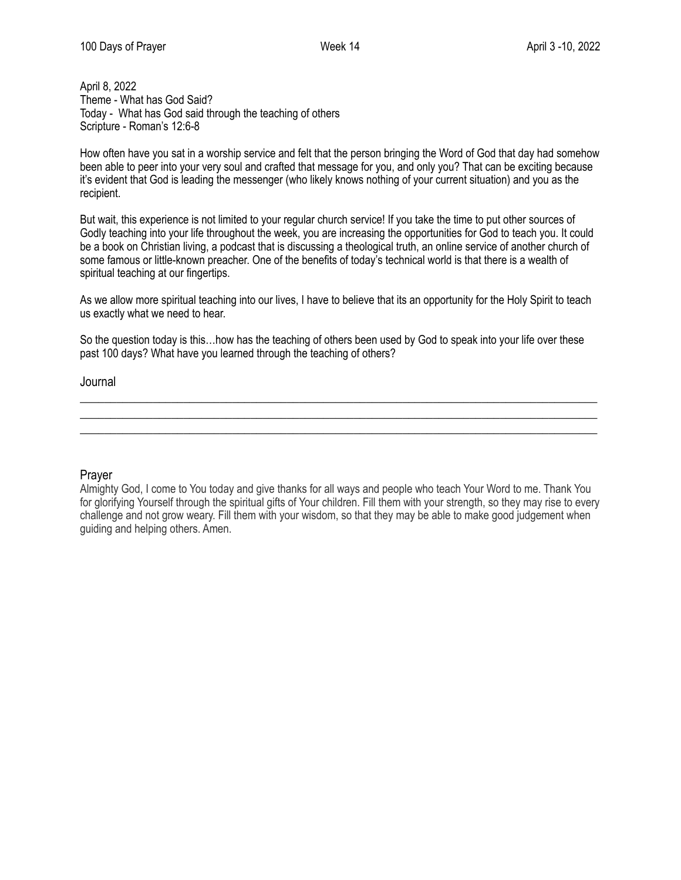April 8, 2022
Theme - What has God Said?
Today - What has God said through the teaching of others
Scripture - Roman's 12:6-8

How often have you sat in a worship service and felt that the person bringing the Word of God that day had somehow been able to peer into your very soul and crafted that message for you, and only you? That can be exciting because it's evident that God is leading the messenger (who likely knows nothing of your current situation) and you as the recipient.

But wait, this experience is not limited to your regular church service! If you take the time to put other sources of Godly teaching into your life throughout the week, you are increasing the opportunities for God to teach you. It could be a book on Christian living, a podcast that is discussing a theological truth, an online service of another church of some famous or little-known preacher. One of the benefits of today's technical world is that there is a wealth of spiritual teaching at our fingertips.

As we allow more spiritual teaching into our lives, I have to believe that its an opportunity for the Holy Spirit to teach us exactly what we need to hear.

So the question today is this…how has the teaching of others been used by God to speak into your life over these past 100 days? What have you learned through the teaching of others?

## Journal

\_\_\_\_\_\_\_\_\_\_\_\_\_\_\_\_\_\_\_\_\_\_\_\_\_\_\_\_\_\_\_\_\_\_\_\_\_\_\_\_\_\_\_\_\_\_\_\_\_\_\_\_\_\_\_\_\_\_\_\_\_\_\_\_\_\_\_\_\_\_\_\_\_\_\_\_\_\_
\_\_\_\_\_\_\_\_\_\_\_\_\_\_\_\_\_\_\_\_\_\_\_\_\_\_\_\_\_\_\_\_\_\_\_\_\_\_\_\_\_\_\_\_\_\_\_\_\_\_\_\_\_\_\_\_\_\_\_\_\_\_\_\_\_\_\_\_\_\_\_\_\_\_\_\_\_\_
\_\_\_\_\_\_\_\_\_\_\_\_\_\_\_\_\_\_\_\_\_\_\_\_\_\_\_\_\_\_\_\_\_\_\_\_\_\_\_\_\_\_\_\_\_\_\_\_\_\_\_\_\_\_\_\_\_\_\_\_\_\_\_\_\_\_\_\_\_\_\_\_\_\_\_\_\_\_

## Prayer

Almighty God, I come to You today and give thanks for all ways and people who teach Your Word to me. Thank You for glorifying Yourself through the spiritual gifts of Your children. Fill them with your strength, so they may rise to every challenge and not grow weary. Fill them with your wisdom, so that they may be able to make good judgement when guiding and helping others. Amen.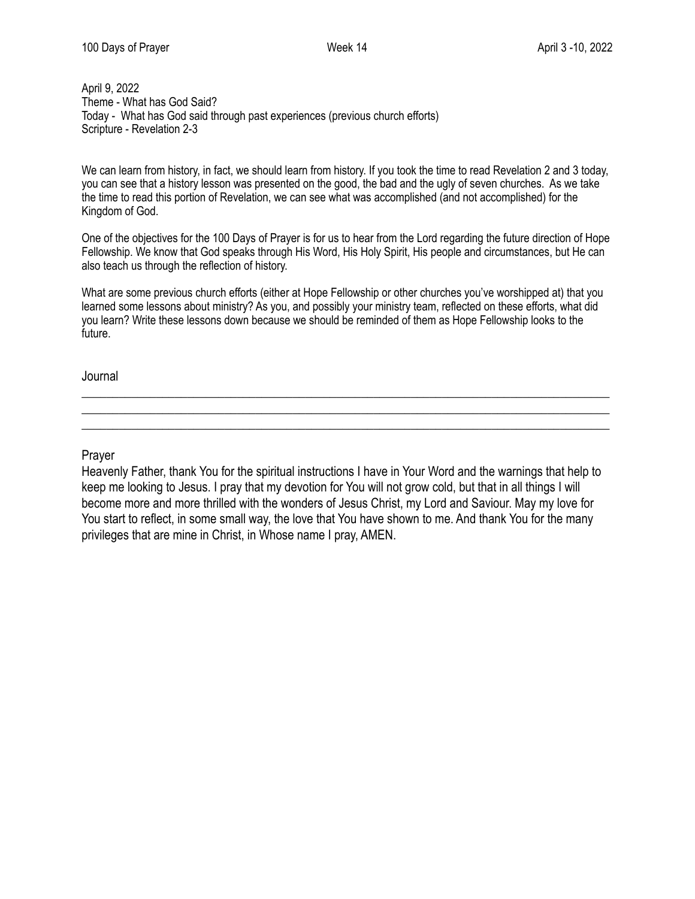April 9, 2022
Theme - What has God Said?
Today - What has God said through past experiences (previous church efforts)
Scripture - Revelation 2-3

We can learn from history, in fact, we should learn from history. If you took the time to read Revelation 2 and 3 today, you can see that a history lesson was presented on the good, the bad and the ugly of seven churches. As we take the time to read this portion of Revelation, we can see what was accomplished (and not accomplished) for the Kingdom of God.

One of the objectives for the 100 Days of Prayer is for us to hear from the Lord regarding the future direction of Hope Fellowship. We know that God speaks through His Word, His Holy Spirit, His people and circumstances, but He can also teach us through the reflection of history.

What are some previous church efforts (either at Hope Fellowship or other churches you've worshipped at) that you learned some lessons about ministry? As you, and possibly your ministry team, reflected on these efforts, what did you learn? Write these lessons down because we should be reminded of them as Hope Fellowship looks to the future.

Journal

___________________________________________________________________________

___________________________________________________________________________

___________________________________________________________________________

Prayer

Heavenly Father, thank You for the spiritual instructions I have in Your Word and the warnings that help to keep me looking to Jesus. I pray that my devotion for You will not grow cold, but that in all things I will become more and more thrilled with the wonders of Jesus Christ, my Lord and Saviour. May my love for You start to reflect, in some small way, the love that You have shown to me. And thank You for the many privileges that are mine in Christ, in Whose name I pray, AMEN.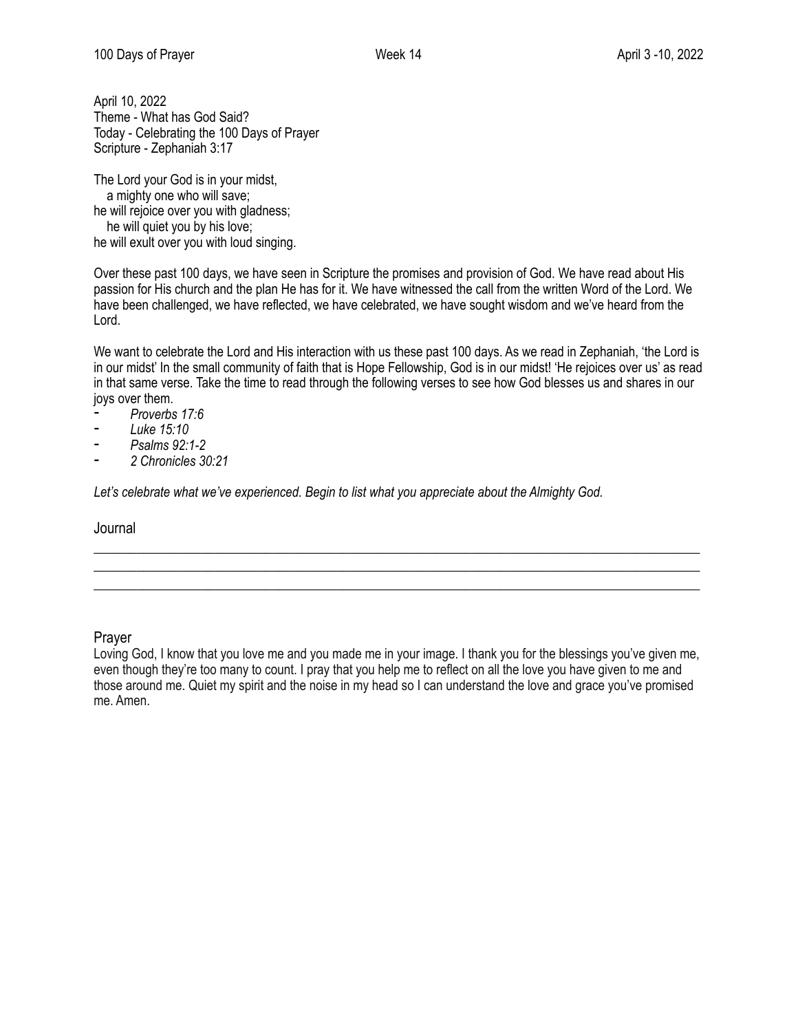April 10, 2022
Theme - What has God Said?
Today - Celebrating the 100 Days of Prayer
Scripture - Zephaniah 3:17

The Lord your God is in your midst,
a mighty one who will save;
he will rejoice over you with gladness;
he will quiet you by his love;
he will exult over you with loud singing.

Over these past 100 days, we have seen in Scripture the promises and provision of God. We have read about His passion for His church and the plan He has for it. We have witnessed the call from the written Word of the Lord. We have been challenged, we have reflected, we have celebrated, we have sought wisdom and we've heard from the Lord.

We want to celebrate the Lord and His interaction with us these past 100 days. As we read in Zephaniah, 'the Lord is in our midst' In the small community of faith that is Hope Fellowship, God is in our midst! 'He rejoices over us' as read in that same verse. Take the time to read through the following verses to see how God blesses us and shares in our joys over them.

- *Proverbs 17:6*
- *Luke 15:10*
- *Psalms 92:1-2*
- *2 Chronicles 30:21*

*Let's celebrate what we've experienced. Begin to list what you appreciate about the Almighty God.*

## Journal

______________________________________________________________________________

______________________________________________________________________________

______________________________________________________________________________

## Prayer

Loving God, I know that you love me and you made me in your image. I thank you for the blessings you've given me, even though they're too many to count. I pray that you help me to reflect on all the love you have given to me and those around me. Quiet my spirit and the noise in my head so I can understand the love and grace you've promised me. Amen.